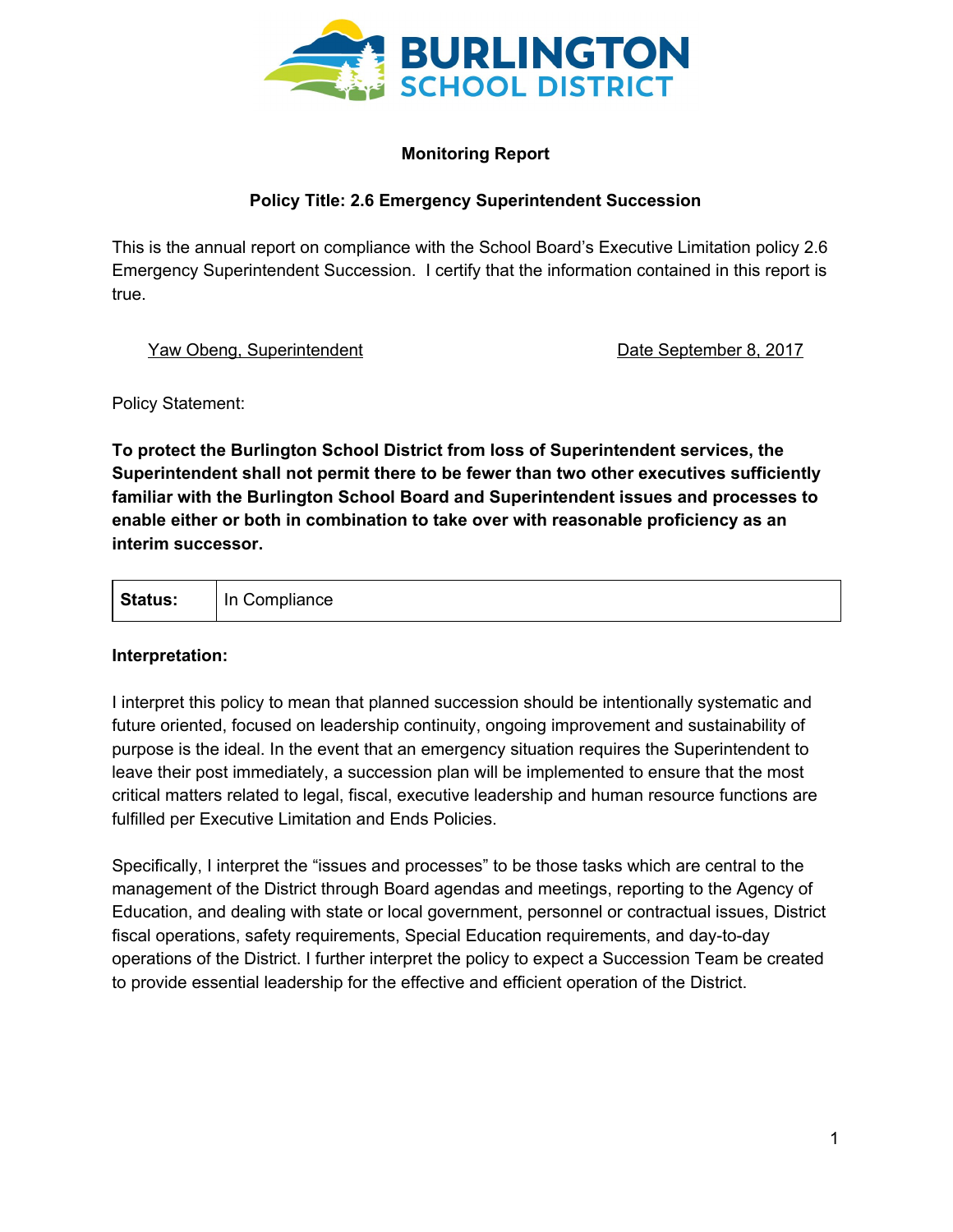# BURLINGTON SCHOOL DISTRICT

**Monitoring Report**

**Policy Title: 2.6 Emergency Superintendent Succession**

This is the annual report on compliance with the School Board's Executive Limitation policy 2.6 Emergency Superintendent Succession. I certify that the information contained in this report is true.

Yaw Obeng, Superintendent — Date September 8, 2017

Policy Statement:

**To protect the Burlington School District from loss of Superintendent services, the Superintendent shall not permit there to be fewer than two other executives sufficiently familiar with the Burlington School Board and Superintendent issues and processes to enable either or both in combination to take over with reasonable proficiency as an interim successor.**

| **Status:** | In Compliance |
|---|---|

**Interpretation:**

I interpret this policy to mean that planned succession should be intentionally systematic and future oriented, focused on leadership continuity, ongoing improvement and sustainability of purpose is the ideal. In the event that an emergency situation requires the Superintendent to leave their post immediately, a succession plan will be implemented to ensure that the most critical matters related to legal, fiscal, executive leadership and human resource functions are fulfilled per Executive Limitation and Ends Policies.

Specifically, I interpret the "issues and processes" to be those tasks which are central to the management of the District through Board agendas and meetings, reporting to the Agency of Education, and dealing with state or local government, personnel or contractual issues, District fiscal operations, safety requirements, Special Education requirements, and day-to-day operations of the District. I further interpret the policy to expect a Succession Team be created to provide essential leadership for the effective and efficient operation of the District.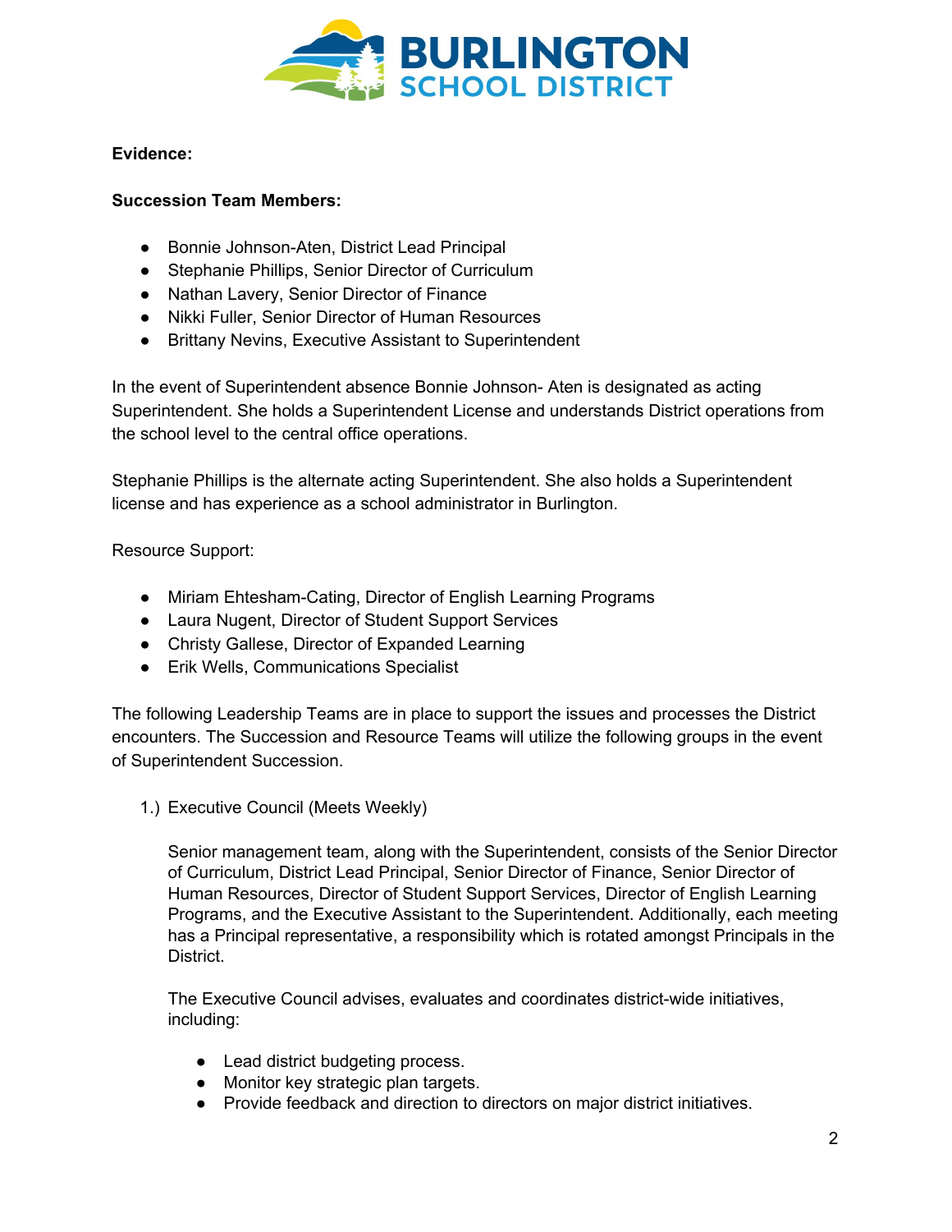**Evidence:**

**Succession Team Members:**

- Bonnie Johnson-Aten, District Lead Principal
- Stephanie Phillips, Senior Director of Curriculum
- Nathan Lavery, Senior Director of Finance
- Nikki Fuller, Senior Director of Human Resources
- Brittany Nevins, Executive Assistant to Superintendent

In the event of Superintendent absence Bonnie Johnson- Aten is designated as acting Superintendent. She holds a Superintendent License and understands District operations from the school level to the central office operations.

Stephanie Phillips is the alternate acting Superintendent. She also holds a Superintendent license and has experience as a school administrator in Burlington.

Resource Support:

- Miriam Ehtesham-Cating, Director of English Learning Programs
- Laura Nugent, Director of Student Support Services
- Christy Gallese, Director of Expanded Learning
- Erik Wells, Communications Specialist

The following Leadership Teams are in place to support the issues and processes the District encounters. The Succession and Resource Teams will utilize the following groups in the event of Superintendent Succession.

1.) Executive Council (Meets Weekly)

   Senior management team, along with the Superintendent, consists of the Senior Director of Curriculum, District Lead Principal, Senior Director of Finance, Senior Director of Human Resources, Director of Student Support Services, Director of English Learning Programs, and the Executive Assistant to the Superintendent. Additionally, each meeting has a Principal representative, a responsibility which is rotated amongst Principals in the District.

   The Executive Council advises, evaluates and coordinates district-wide initiatives, including:

   - Lead district budgeting process.
   - Monitor key strategic plan targets.
   - Provide feedback and direction to directors on major district initiatives.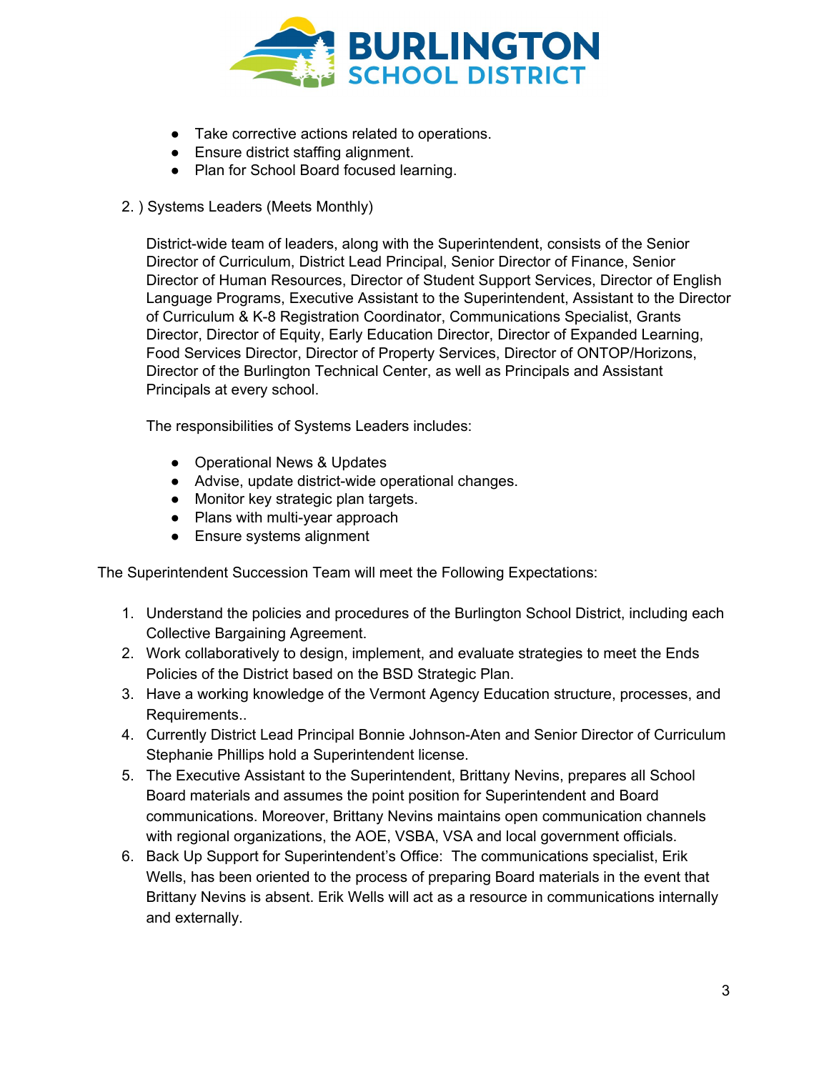- Take corrective actions related to operations.
- Ensure district staffing alignment.
- Plan for School Board focused learning.

2. ) Systems Leaders (Meets Monthly)

District-wide team of leaders, along with the Superintendent, consists of the Senior Director of Curriculum, District Lead Principal, Senior Director of Finance, Senior Director of Human Resources, Director of Student Support Services, Director of English Language Programs, Executive Assistant to the Superintendent, Assistant to the Director of Curriculum & K-8 Registration Coordinator, Communications Specialist, Grants Director, Director of Equity, Early Education Director, Director of Expanded Learning, Food Services Director, Director of Property Services, Director of ONTOP/Horizons, Director of the Burlington Technical Center, as well as Principals and Assistant Principals at every school.

The responsibilities of Systems Leaders includes:

- Operational News & Updates
- Advise, update district-wide operational changes.
- Monitor key strategic plan targets.
- Plans with multi-year approach
- Ensure systems alignment

The Superintendent Succession Team will meet the Following Expectations:

1. Understand the policies and procedures of the Burlington School District, including each Collective Bargaining Agreement.
2. Work collaboratively to design, implement, and evaluate strategies to meet the Ends Policies of the District based on the BSD Strategic Plan.
3. Have a working knowledge of the Vermont Agency Education structure, processes, and Requirements..
4. Currently District Lead Principal Bonnie Johnson-Aten and Senior Director of Curriculum Stephanie Phillips hold a Superintendent license.
5. The Executive Assistant to the Superintendent, Brittany Nevins, prepares all School Board materials and assumes the point position for Superintendent and Board communications. Moreover, Brittany Nevins maintains open communication channels with regional organizations, the AOE, VSBA, VSA and local government officials.
6. Back Up Support for Superintendent's Office: The communications specialist, Erik Wells, has been oriented to the process of preparing Board materials in the event that Brittany Nevins is absent. Erik Wells will act as a resource in communications internally and externally.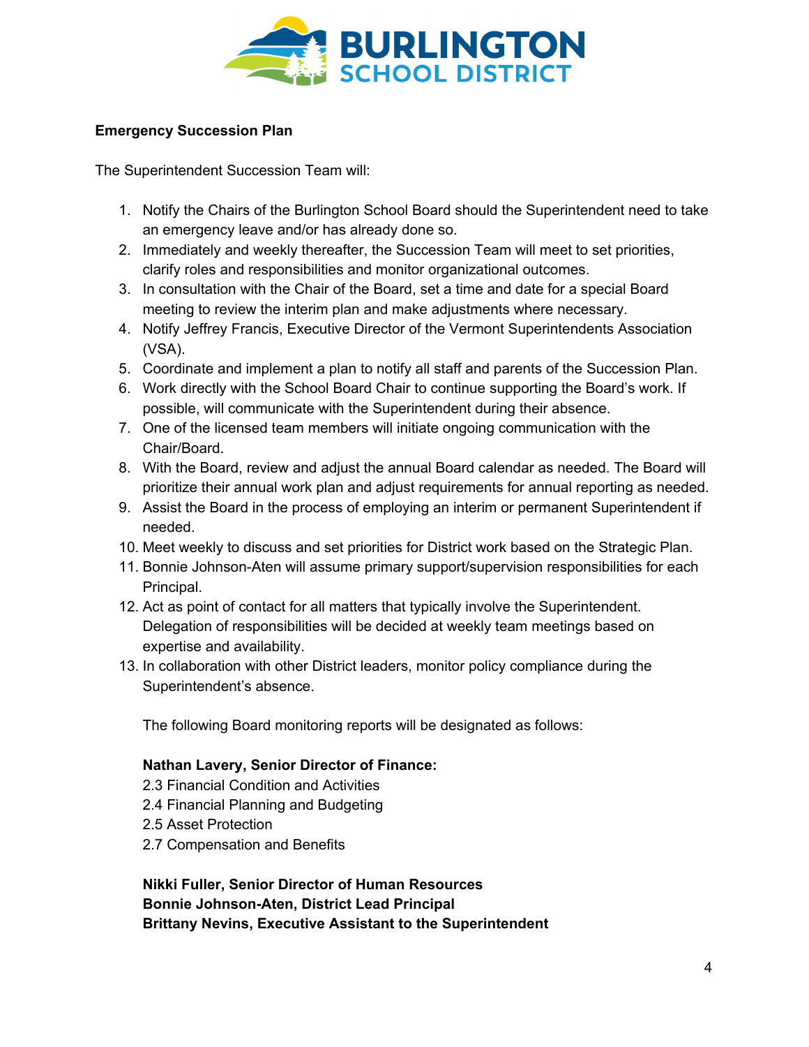**Emergency Succession Plan**

The Superintendent Succession Team will:

1. Notify the Chairs of the Burlington School Board should the Superintendent need to take an emergency leave and/or has already done so.
2. Immediately and weekly thereafter, the Succession Team will meet to set priorities, clarify roles and responsibilities and monitor organizational outcomes.
3. In consultation with the Chair of the Board, set a time and date for a special Board meeting to review the interim plan and make adjustments where necessary.
4. Notify Jeffrey Francis, Executive Director of the Vermont Superintendents Association (VSA).
5. Coordinate and implement a plan to notify all staff and parents of the Succession Plan.
6. Work directly with the School Board Chair to continue supporting the Board's work. If possible, will communicate with the Superintendent during their absence.
7. One of the licensed team members will initiate ongoing communication with the Chair/Board.
8. With the Board, review and adjust the annual Board calendar as needed. The Board will prioritize their annual work plan and adjust requirements for annual reporting as needed.
9. Assist the Board in the process of employing an interim or permanent Superintendent if needed.
10. Meet weekly to discuss and set priorities for District work based on the Strategic Plan.
11. Bonnie Johnson-Aten will assume primary support/supervision responsibilities for each Principal.
12. Act as point of contact for all matters that typically involve the Superintendent. Delegation of responsibilities will be decided at weekly team meetings based on expertise and availability.
13. In collaboration with other District leaders, monitor policy compliance during the Superintendent's absence.

    The following Board monitoring reports will be designated as follows:

    **Nathan Lavery, Senior Director of Finance:**
    2.3 Financial Condition and Activities
    2.4 Financial Planning and Budgeting
    2.5 Asset Protection
    2.7 Compensation and Benefits

    **Nikki Fuller, Senior Director of Human Resources**
    **Bonnie Johnson-Aten, District Lead Principal**
    **Brittany Nevins, Executive Assistant to the Superintendent**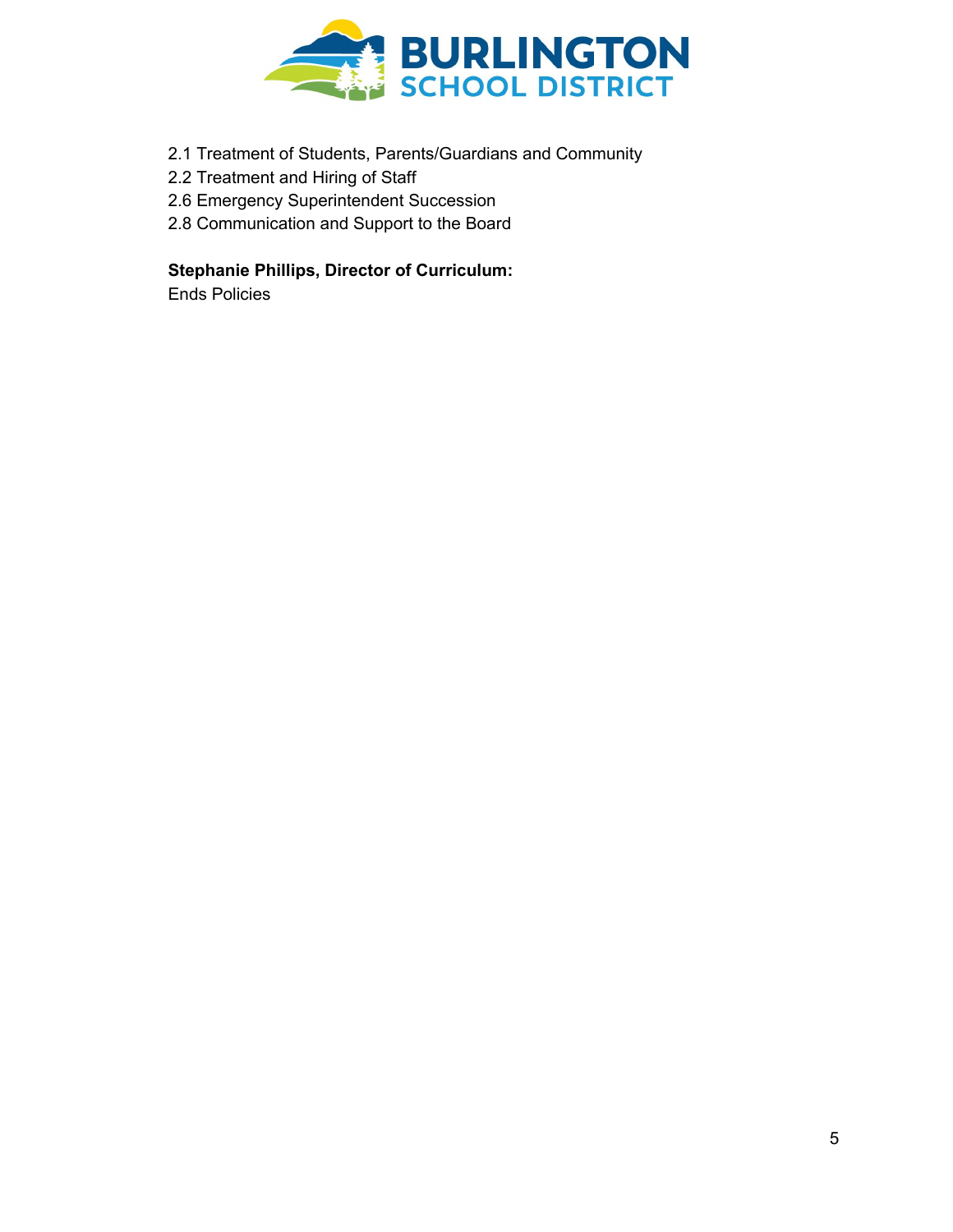2.1 Treatment of Students, Parents/Guardians and Community
2.2 Treatment and Hiring of Staff
2.6 Emergency Superintendent Succession
2.8 Communication and Support to the Board

**Stephanie Phillips, Director of Curriculum:**
Ends Policies